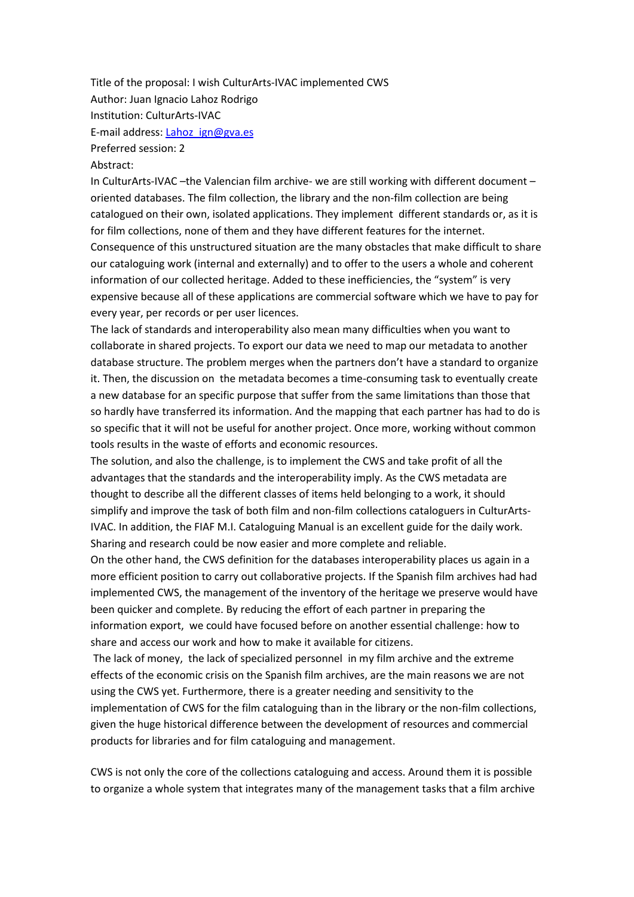Title of the proposal: I wish CulturArts-IVAC implemented CWS

Author: Juan Ignacio Lahoz Rodrigo

Institution: CulturArts-IVAC

E-mail address: Lahoz_ign@gva.es

Preferred session: 2

Abstract:

In CulturArts-IVAC –the Valencian film archive- we are still working with different document –oriented databases. The film collection, the library and the non-film collection are being catalogued on their own, isolated applications. They implement different standards or, as it is for film collections, none of them and they have different features for the internet. Consequence of this unstructured situation are the many obstacles that make difficult to share our cataloguing work (internal and externally) and to offer to the users a whole and coherent information of our collected heritage. Added to these inefficiencies, the "system" is very expensive because all of these applications are commercial software which we have to pay for every year, per records or per user licences.

The lack of standards and interoperability also mean many difficulties when you want to collaborate in shared projects. To export our data we need to map our metadata to another database structure. The problem merges when the partners don't have a standard to organize it. Then, the discussion on the metadata becomes a time-consuming task to eventually create a new database for an specific purpose that suffer from the same limitations than those that so hardly have transferred its information. And the mapping that each partner has had to do is so specific that it will not be useful for another project. Once more, working without common tools results in the waste of efforts and economic resources.

The solution, and also the challenge, is to implement the CWS and take profit of all the advantages that the standards and the interoperability imply. As the CWS metadata are thought to describe all the different classes of items held belonging to a work, it should simplify and improve the task of both film and non-film collections cataloguers in CulturArts-IVAC. In addition, the FIAF M.I. Cataloguing Manual is an excellent guide for the daily work. Sharing and research could be now easier and more complete and reliable.

On the other hand, the CWS definition for the databases interoperability places us again in a more efficient position to carry out collaborative projects. If the Spanish film archives had had implemented CWS, the management of the inventory of the heritage we preserve would have been quicker and complete. By reducing the effort of each partner in preparing the information export, we could have focused before on another essential challenge: how to share and access our work and how to make it available for citizens.

The lack of money, the lack of specialized personnel in my film archive and the extreme effects of the economic crisis on the Spanish film archives, are the main reasons we are not using the CWS yet. Furthermore, there is a greater needing and sensitivity to the implementation of CWS for the film cataloguing than in the library or the non-film collections, given the huge historical difference between the development of resources and commercial products for libraries and for film cataloguing and management.

CWS is not only the core of the collections cataloguing and access. Around them it is possible to organize a whole system that integrates many of the management tasks that a film archive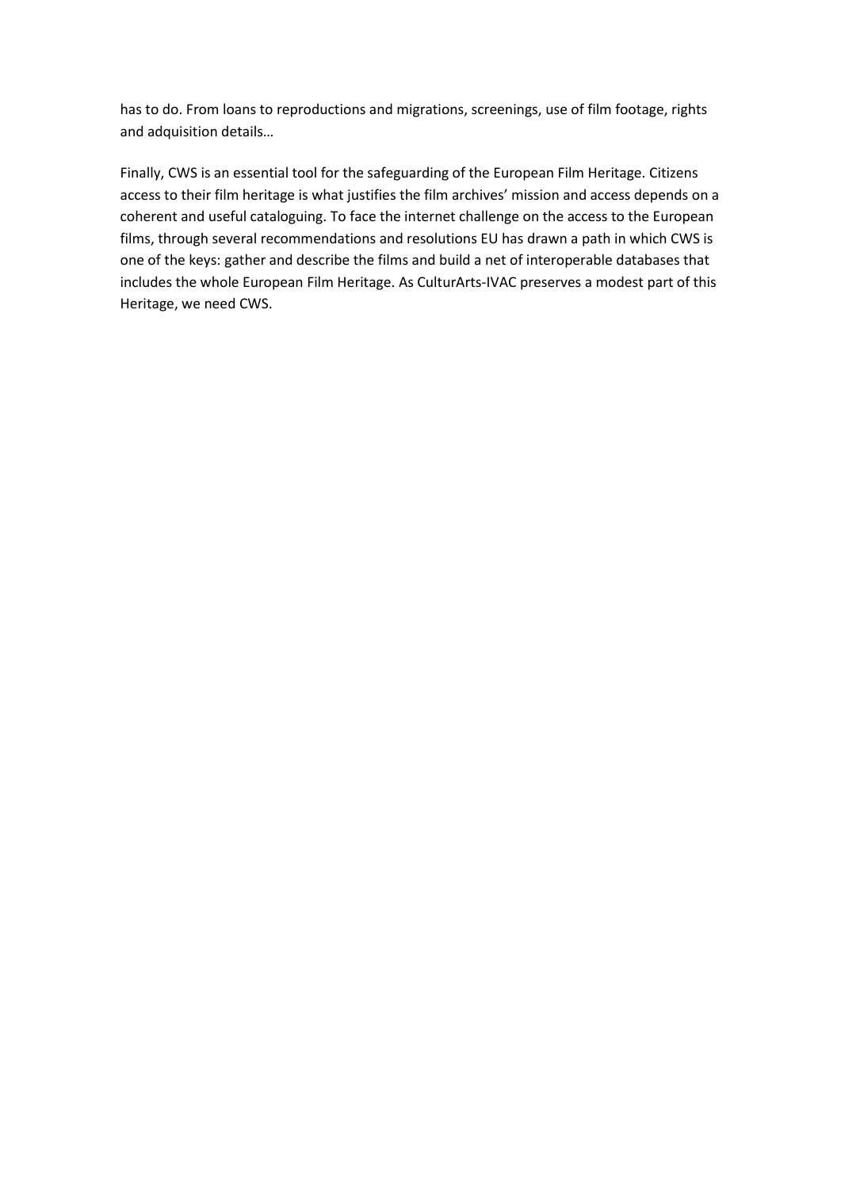has to do. From loans to reproductions and migrations, screenings, use of film footage, rights and adquisition details…

Finally, CWS is an essential tool for the safeguarding of the European Film Heritage. Citizens access to their film heritage is what justifies the film archives' mission and access depends on a coherent and useful cataloguing. To face the internet challenge on the access to the European films, through several recommendations and resolutions EU has drawn a path in which CWS is one of the keys: gather and describe the films and build a net of interoperable databases that includes the whole European Film Heritage. As CulturArts-IVAC preserves a modest part of this Heritage, we need CWS.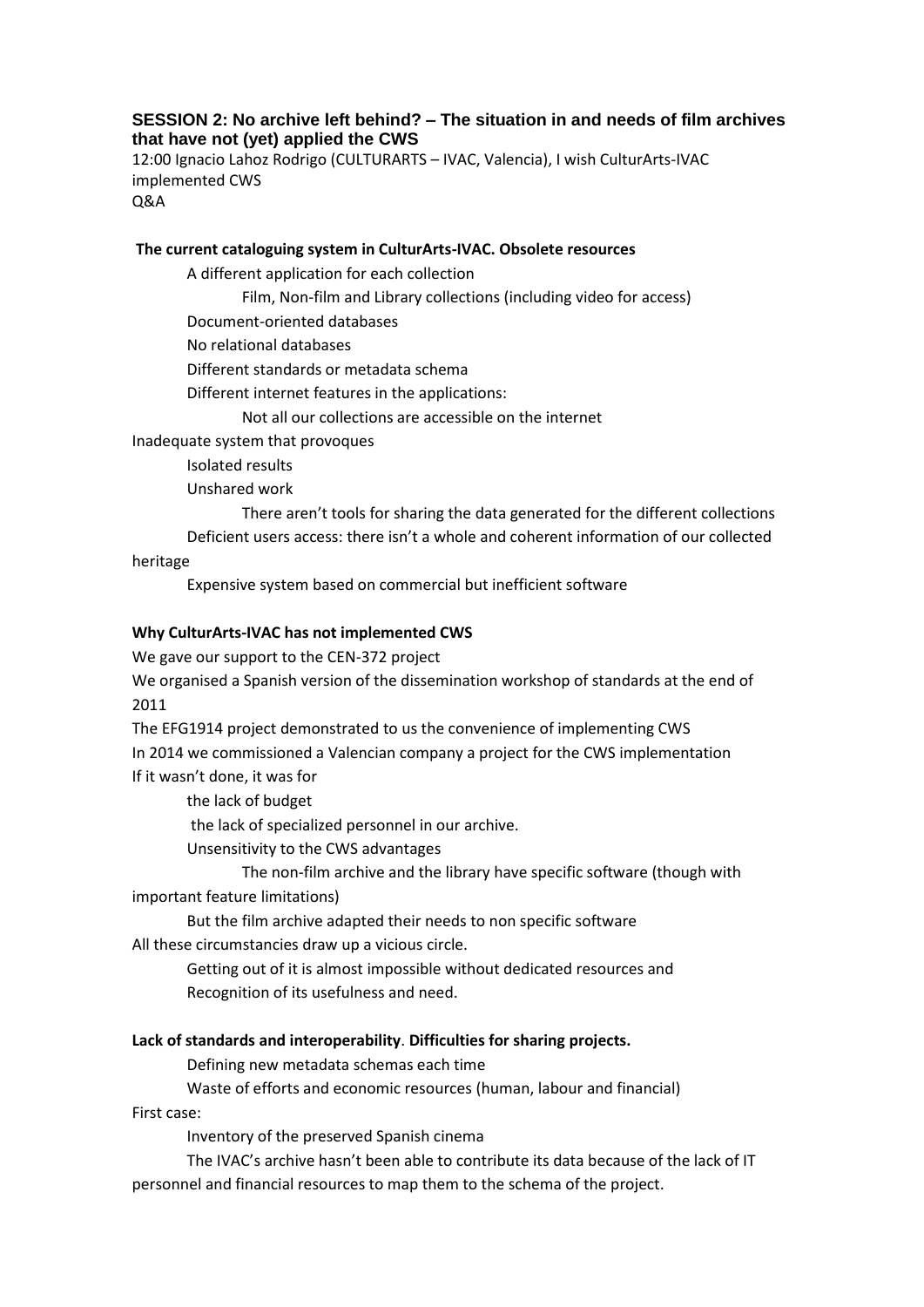**SESSION 2: No archive left behind? – The situation in and needs of film archives that have not (yet) applied the CWS**

12:00 Ignacio Lahoz Rodrigo (CULTURARTS – IVAC, Valencia), I wish CulturArts-IVAC implemented CWS

Q&A

**The current cataloguing system in CulturArts-IVAC. Obsolete resources**

- A different application for each collection
  - Film, Non-film and Library collections (including video for access)
- Document-oriented databases
- No relational databases
- Different standards or metadata schema
- Different internet features in the applications:
  - Not all our collections are accessible on the internet

Inadequate system that provoques

- Isolated results
- Unshared work
  - There aren't tools for sharing the data generated for the different collections
- Deficient users access: there isn't a whole and coherent information of our collected heritage
- Expensive system based on commercial but inefficient software

**Why CulturArts-IVAC has not implemented CWS**

We gave our support to the CEN-372 project

We organised a Spanish version of the dissemination workshop of standards at the end of 2011

The EFG1914 project demonstrated to us the convenience of implementing CWS

In 2014 we commissioned a Valencian company a project for the CWS implementation

If it wasn't done, it was for

- the lack of budget
- the lack of specialized personnel in our archive.
- Unsensitivity to the CWS advantages
  - The non-film archive and the library have specific software (though with important feature limitations)
- But the film archive adapted their needs to non specific software

All these circumstancies draw up a vicious circle.

- Getting out of it is almost impossible without dedicated resources and
- Recognition of its usefulness and need.

**Lack of standards and interoperability**. **Difficulties for sharing projects.**

- Defining new metadata schemas each time
- Waste of efforts and economic resources (human, labour and financial)

First case:

- Inventory of the preserved Spanish cinema
- The IVAC's archive hasn't been able to contribute its data because of the lack of IT personnel and financial resources to map them to the schema of the project.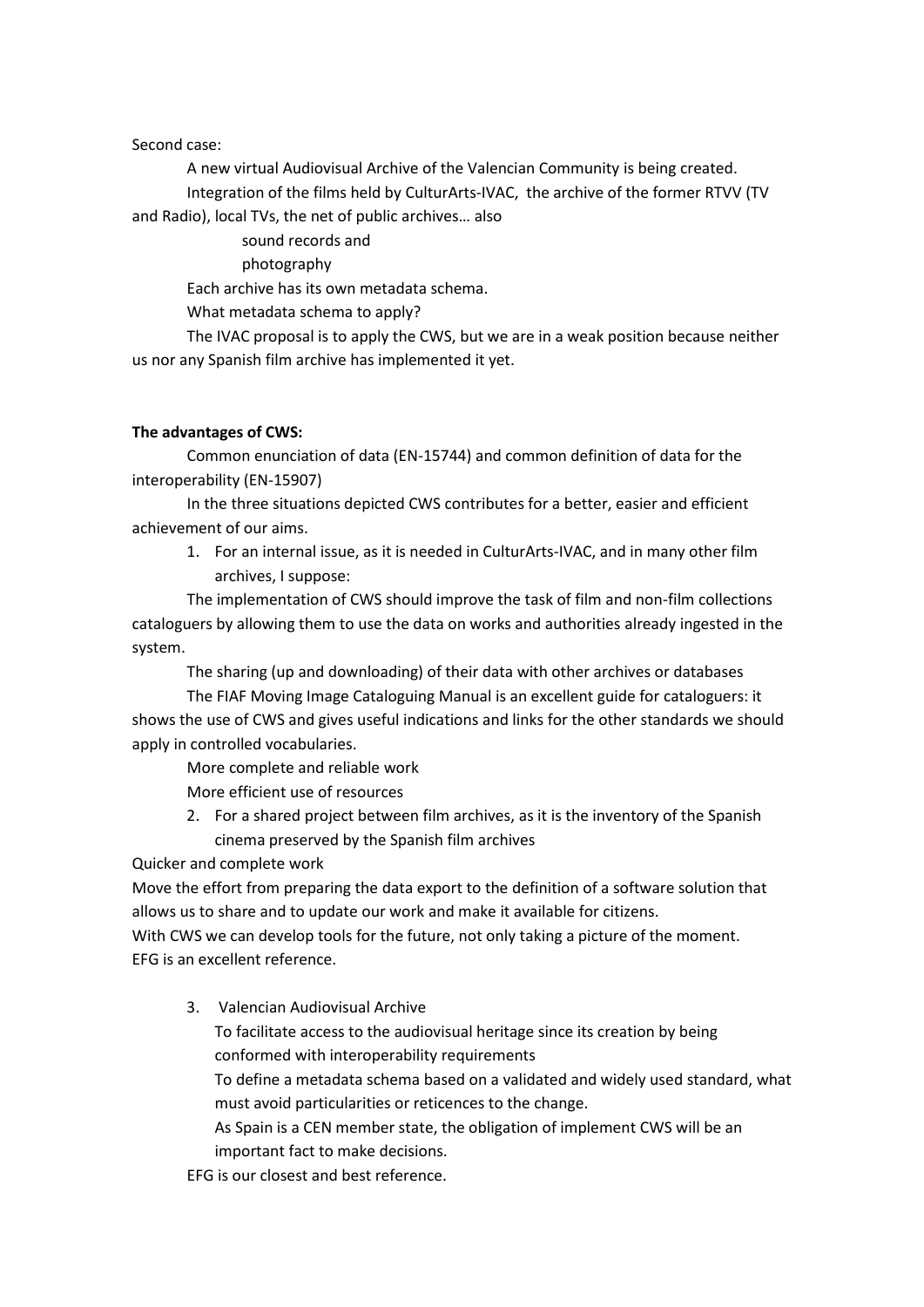Second case:

A new virtual Audiovisual Archive of the Valencian Community is being created.

Integration of the films held by CulturArts-IVAC, the archive of the former RTVV (TV and Radio), local TVs, the net of public archives… also

sound records and

photography

Each archive has its own metadata schema.

What metadata schema to apply?

The IVAC proposal is to apply the CWS, but we are in a weak position because neither us nor any Spanish film archive has implemented it yet.

**The advantages of CWS:**

Common enunciation of data (EN-15744) and common definition of data for the interoperability (EN-15907)

In the three situations depicted CWS contributes for a better, easier and efficient achievement of our aims.

1. For an internal issue, as it is needed in CulturArts-IVAC, and in many other film archives, I suppose:

The implementation of CWS should improve the task of film and non-film collections cataloguers by allowing them to use the data on works and authorities already ingested in the system.

The sharing (up and downloading) of their data with other archives or databases

The FIAF Moving Image Cataloguing Manual is an excellent guide for cataloguers: it shows the use of CWS and gives useful indications and links for the other standards we should apply in controlled vocabularies.

More complete and reliable work

More efficient use of resources

2. For a shared project between film archives, as it is the inventory of the Spanish cinema preserved by the Spanish film archives

Quicker and complete work

Move the effort from preparing the data export to the definition of a software solution that allows us to share and to update our work and make it available for citizens.

With CWS we can develop tools for the future, not only taking a picture of the moment.

EFG is an excellent reference.

3. Valencian Audiovisual Archive

   To facilitate access to the audiovisual heritage since its creation by being conformed with interoperability requirements

   To define a metadata schema based on a validated and widely used standard, what must avoid particularities or reticences to the change.

   As Spain is a CEN member state, the obligation of implement CWS will be an important fact to make decisions.

EFG is our closest and best reference.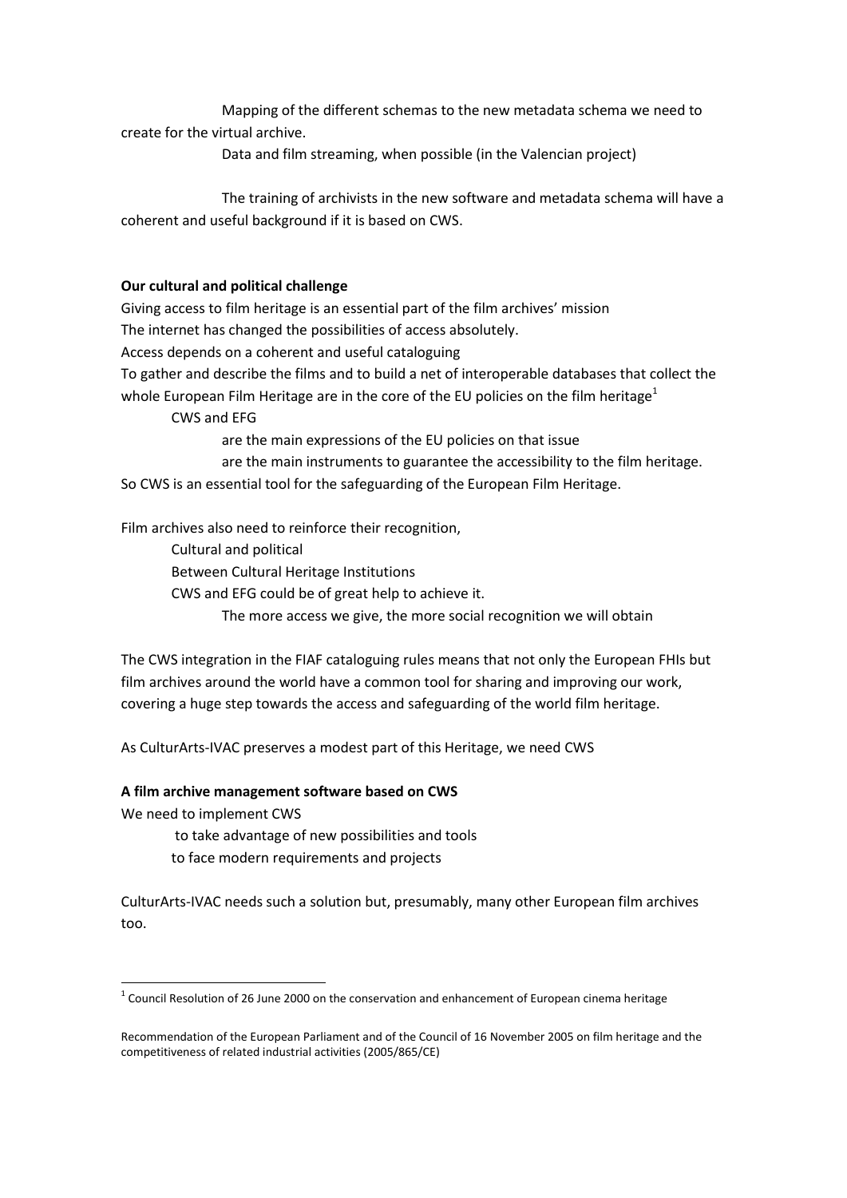Mapping of the different schemas to the new metadata schema we need to create for the virtual archive.

Data and film streaming, when possible (in the Valencian project)

The training of archivists in the new software and metadata schema will have a coherent and useful background if it is based on CWS.

**Our cultural and political challenge**

Giving access to film heritage is an essential part of the film archives' mission

The internet has changed the possibilities of access absolutely.

Access depends on a coherent and useful cataloguing

To gather and describe the films and to build a net of interoperable databases that collect the whole European Film Heritage are in the core of the EU policies on the film heritage[1]

CWS and EFG

are the main expressions of the EU policies on that issue

are the main instruments to guarantee the accessibility to the film heritage.

So CWS is an essential tool for the safeguarding of the European Film Heritage.

Film archives also need to reinforce their recognition,

Cultural and political

Between Cultural Heritage Institutions

CWS and EFG could be of great help to achieve it.

The more access we give, the more social recognition we will obtain

The CWS integration in the FIAF cataloguing rules means that not only the European FHIs but film archives around the world have a common tool for sharing and improving our work, covering a huge step towards the access and safeguarding of the world film heritage.

As CulturArts-IVAC preserves a modest part of this Heritage, we need CWS

**A film archive management software based on CWS**

We need to implement CWS

to take advantage of new possibilities and tools

to face modern requirements and projects

CulturArts-IVAC needs such a solution but, presumably, many other European film archives too.

---

[1] Council Resolution of 26 June 2000 on the conservation and enhancement of European cinema heritage

Recommendation of the European Parliament and of the Council of 16 November 2005 on film heritage and the competitiveness of related industrial activities (2005/865/CE)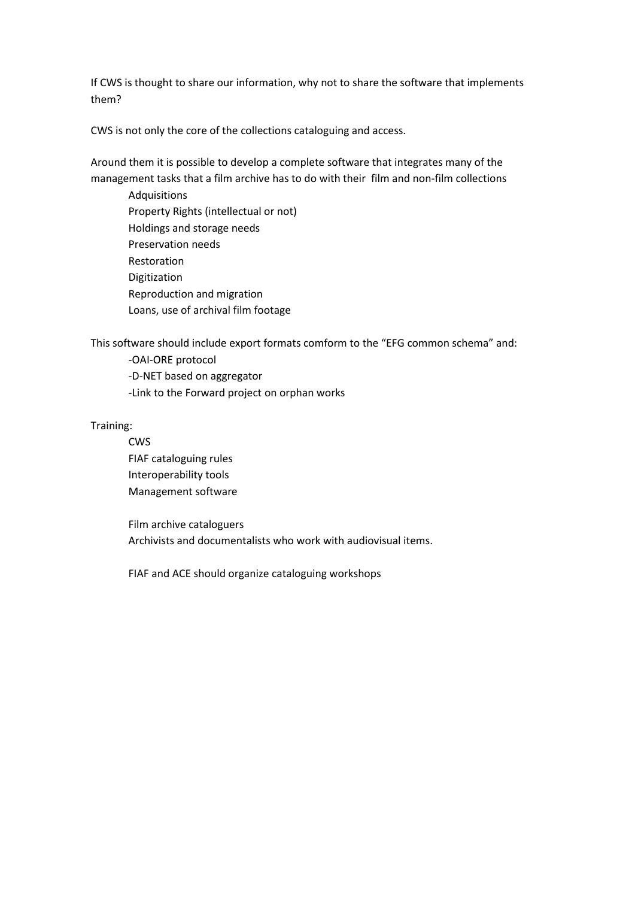If CWS is thought to share our information, why not to share the software that implements them?

CWS is not only the core of the collections cataloguing and access.

Around them it is possible to develop a complete software that integrates many of the management tasks that a film archive has to do with their film and non-film collections

- Adquisitions
- Property Rights (intellectual or not)
- Holdings and storage needs
- Preservation needs
- Restoration
- Digitization
- Reproduction and migration
- Loans, use of archival film footage

This software should include export formats comform to the “EFG common schema” and:

- -OAI-ORE protocol
- -D-NET based on aggregator
- -Link to the Forward project on orphan works

Training:

- CWS
- FIAF cataloguing rules
- Interoperability tools
- Management software

- Film archive cataloguers
- Archivists and documentalists who work with audiovisual items.

FIAF and ACE should organize cataloguing workshops